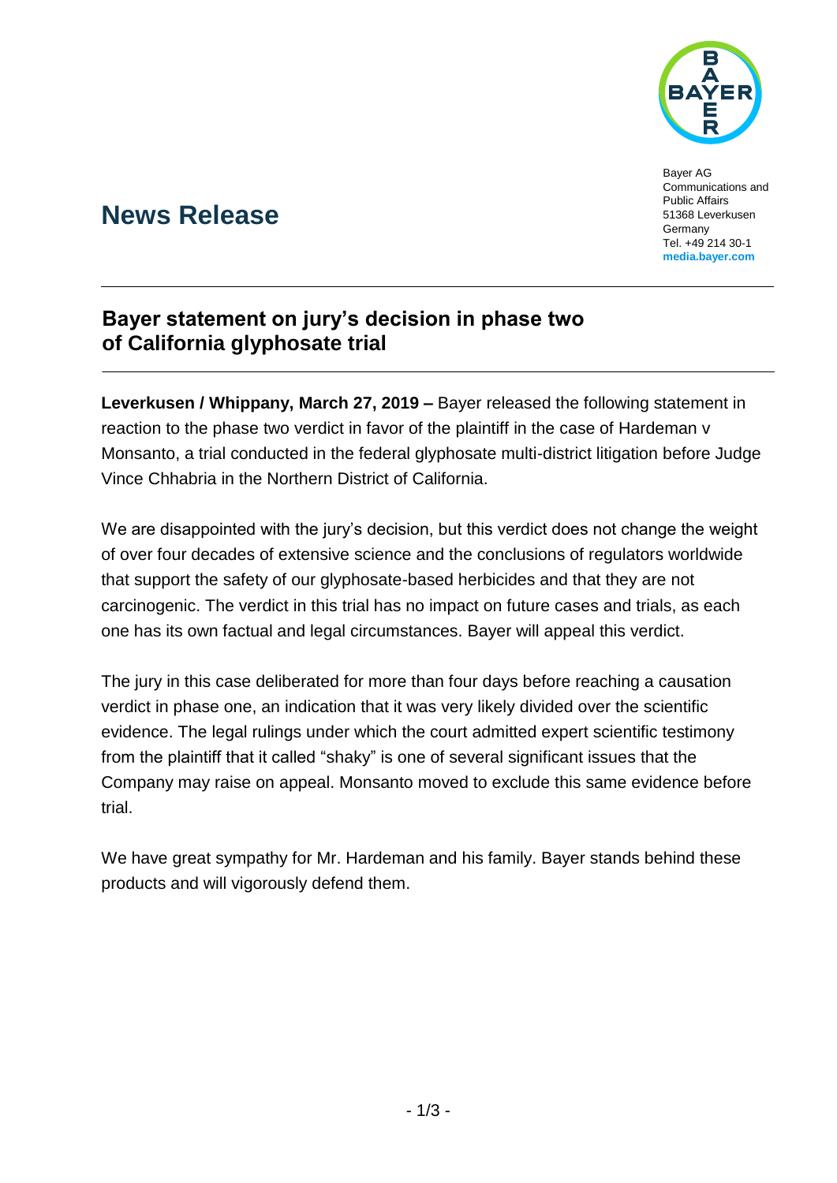Bayer AG
Communications and Public Affairs
51368 Leverkusen
Germany
Tel. +49 214 30-1
**media.bayer.com**

# News Release

## Bayer statement on jury's decision in phase two of California glyphosate trial

**Leverkusen / Whippany, March 27, 2019 –** Bayer released the following statement in reaction to the phase two verdict in favor of the plaintiff in the case of Hardeman v Monsanto, a trial conducted in the federal glyphosate multi-district litigation before Judge Vince Chhabria in the Northern District of California.

We are disappointed with the jury's decision, but this verdict does not change the weight of over four decades of extensive science and the conclusions of regulators worldwide that support the safety of our glyphosate-based herbicides and that they are not carcinogenic. The verdict in this trial has no impact on future cases and trials, as each one has its own factual and legal circumstances. Bayer will appeal this verdict.

The jury in this case deliberated for more than four days before reaching a causation verdict in phase one, an indication that it was very likely divided over the scientific evidence. The legal rulings under which the court admitted expert scientific testimony from the plaintiff that it called "shaky" is one of several significant issues that the Company may raise on appeal. Monsanto moved to exclude this same evidence before trial.

We have great sympathy for Mr. Hardeman and his family. Bayer stands behind these products and will vigorously defend them.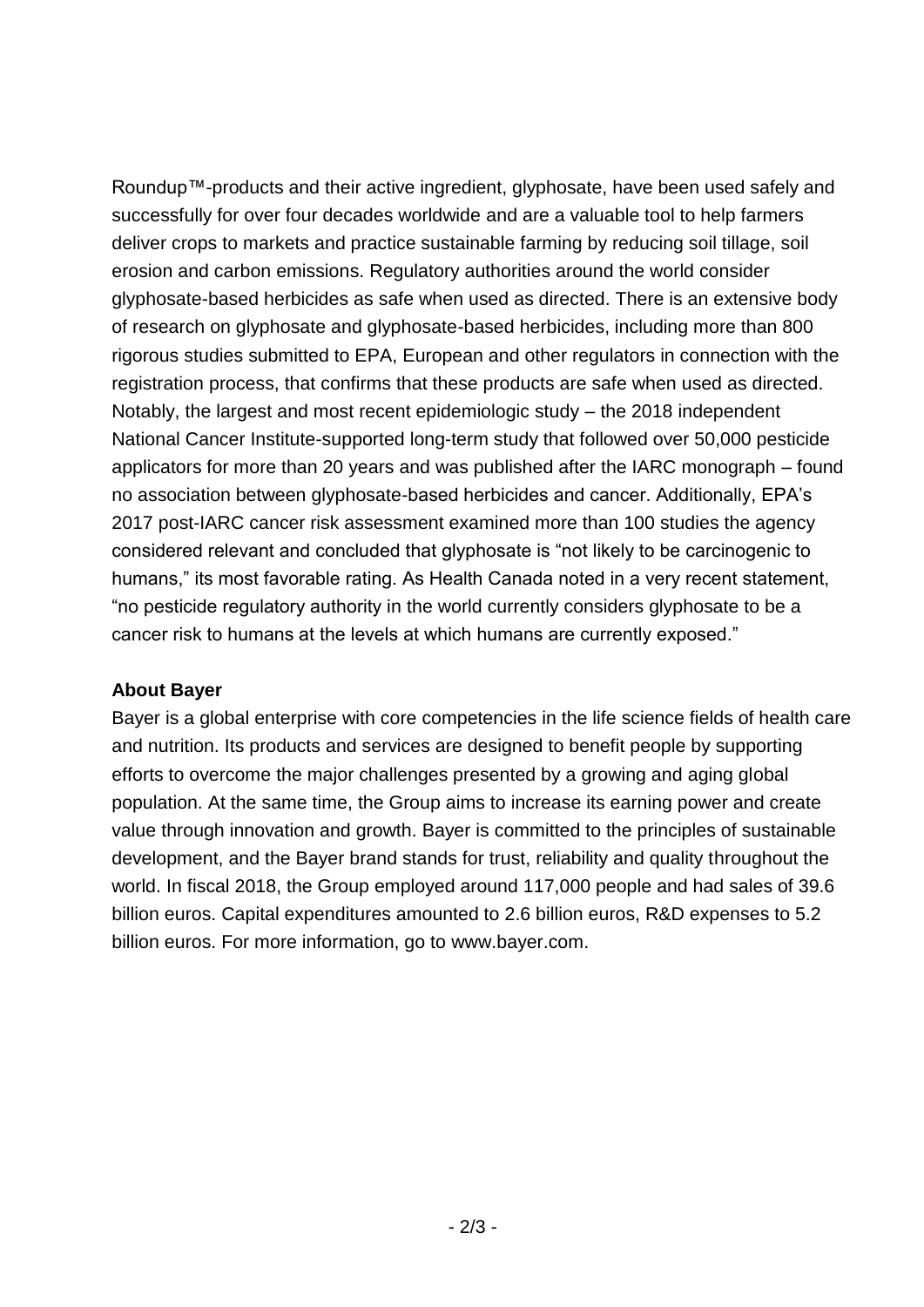Roundup™-products and their active ingredient, glyphosate, have been used safely and successfully for over four decades worldwide and are a valuable tool to help farmers deliver crops to markets and practice sustainable farming by reducing soil tillage, soil erosion and carbon emissions. Regulatory authorities around the world consider glyphosate-based herbicides as safe when used as directed. There is an extensive body of research on glyphosate and glyphosate-based herbicides, including more than 800 rigorous studies submitted to EPA, European and other regulators in connection with the registration process, that confirms that these products are safe when used as directed. Notably, the largest and most recent epidemiologic study – the 2018 independent National Cancer Institute-supported long-term study that followed over 50,000 pesticide applicators for more than 20 years and was published after the IARC monograph – found no association between glyphosate-based herbicides and cancer. Additionally, EPA's 2017 post-IARC cancer risk assessment examined more than 100 studies the agency considered relevant and concluded that glyphosate is "not likely to be carcinogenic to humans," its most favorable rating. As Health Canada noted in a very recent statement, "no pesticide regulatory authority in the world currently considers glyphosate to be a cancer risk to humans at the levels at which humans are currently exposed."

**About Bayer**

Bayer is a global enterprise with core competencies in the life science fields of health care and nutrition. Its products and services are designed to benefit people by supporting efforts to overcome the major challenges presented by a growing and aging global population. At the same time, the Group aims to increase its earning power and create value through innovation and growth. Bayer is committed to the principles of sustainable development, and the Bayer brand stands for trust, reliability and quality throughout the world. In fiscal 2018, the Group employed around 117,000 people and had sales of 39.6 billion euros. Capital expenditures amounted to 2.6 billion euros, R&D expenses to 5.2 billion euros. For more information, go to www.bayer.com.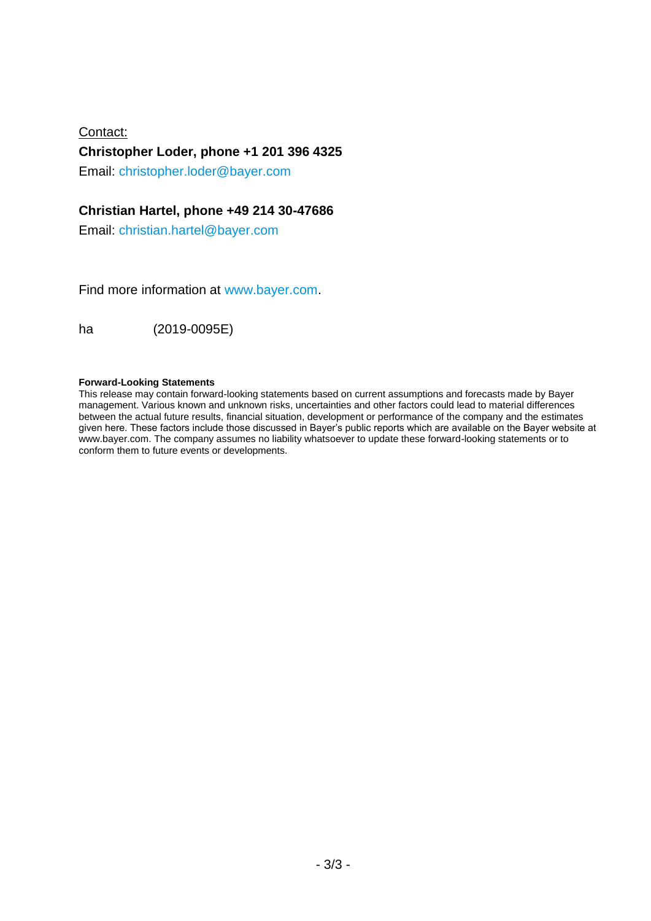Contact:

**Christopher Loder, phone +1 201 396 4325**

Email: christopher.loder@bayer.com

**Christian Hartel, phone +49 214 30-47686**

Email: christian.hartel@bayer.com

Find more information at www.bayer.com.

ha (2019-0095E)

**Forward-Looking Statements**

This release may contain forward-looking statements based on current assumptions and forecasts made by Bayer management. Various known and unknown risks, uncertainties and other factors could lead to material differences between the actual future results, financial situation, development or performance of the company and the estimates given here. These factors include those discussed in Bayer's public reports which are available on the Bayer website at www.bayer.com. The company assumes no liability whatsoever to update these forward-looking statements or to conform them to future events or developments.